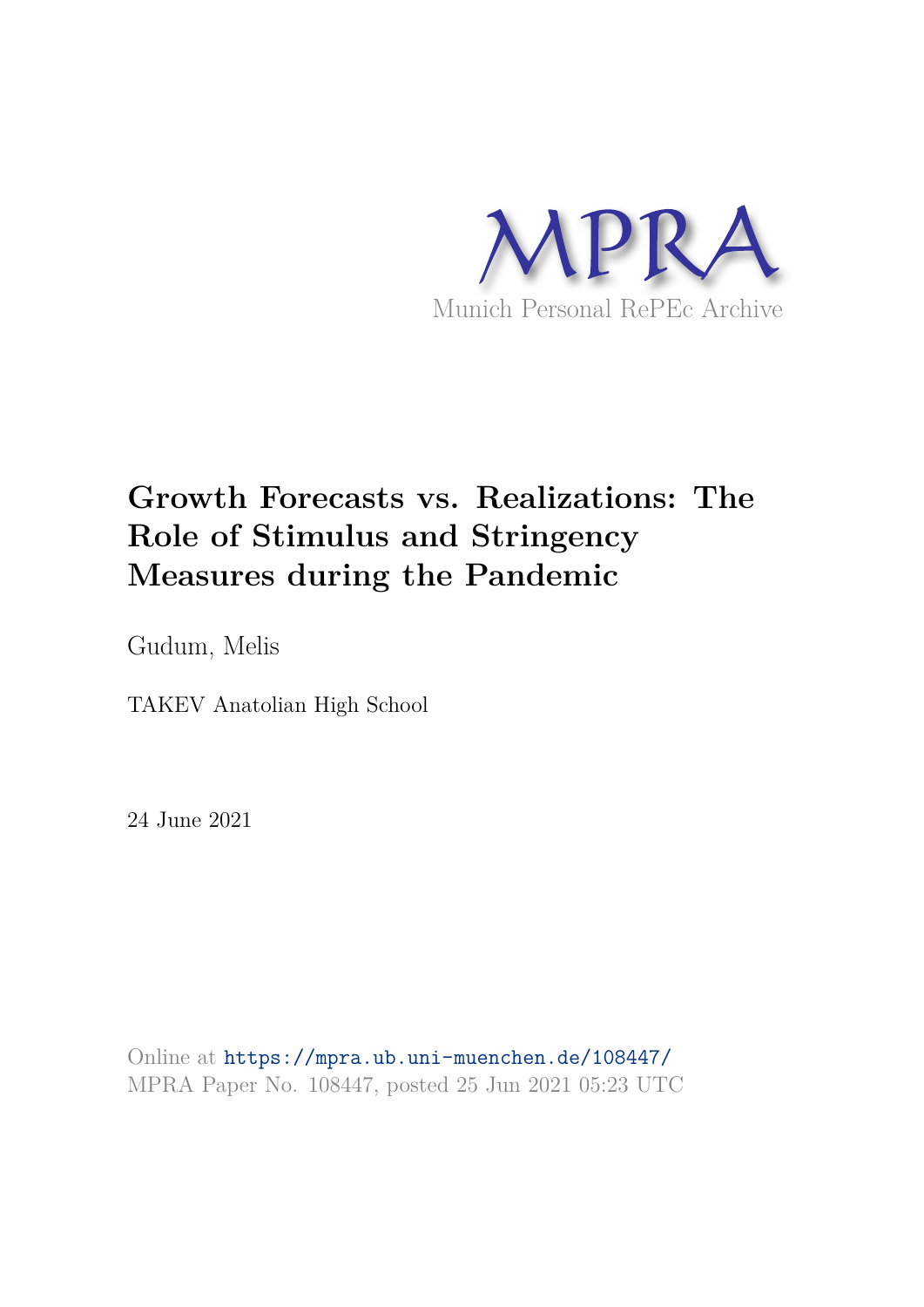MPRA

Munich Personal RePEc Archive

# Growth Forecasts vs. Realizations: The Role of Stimulus and Stringency Measures during the Pandemic

Gudum, Melis

TAKEV Anatolian High School

24 June 2021

Online at https://mpra.ub.uni-muenchen.de/108447/
MPRA Paper No. 108447, posted 25 Jun 2021 05:23 UTC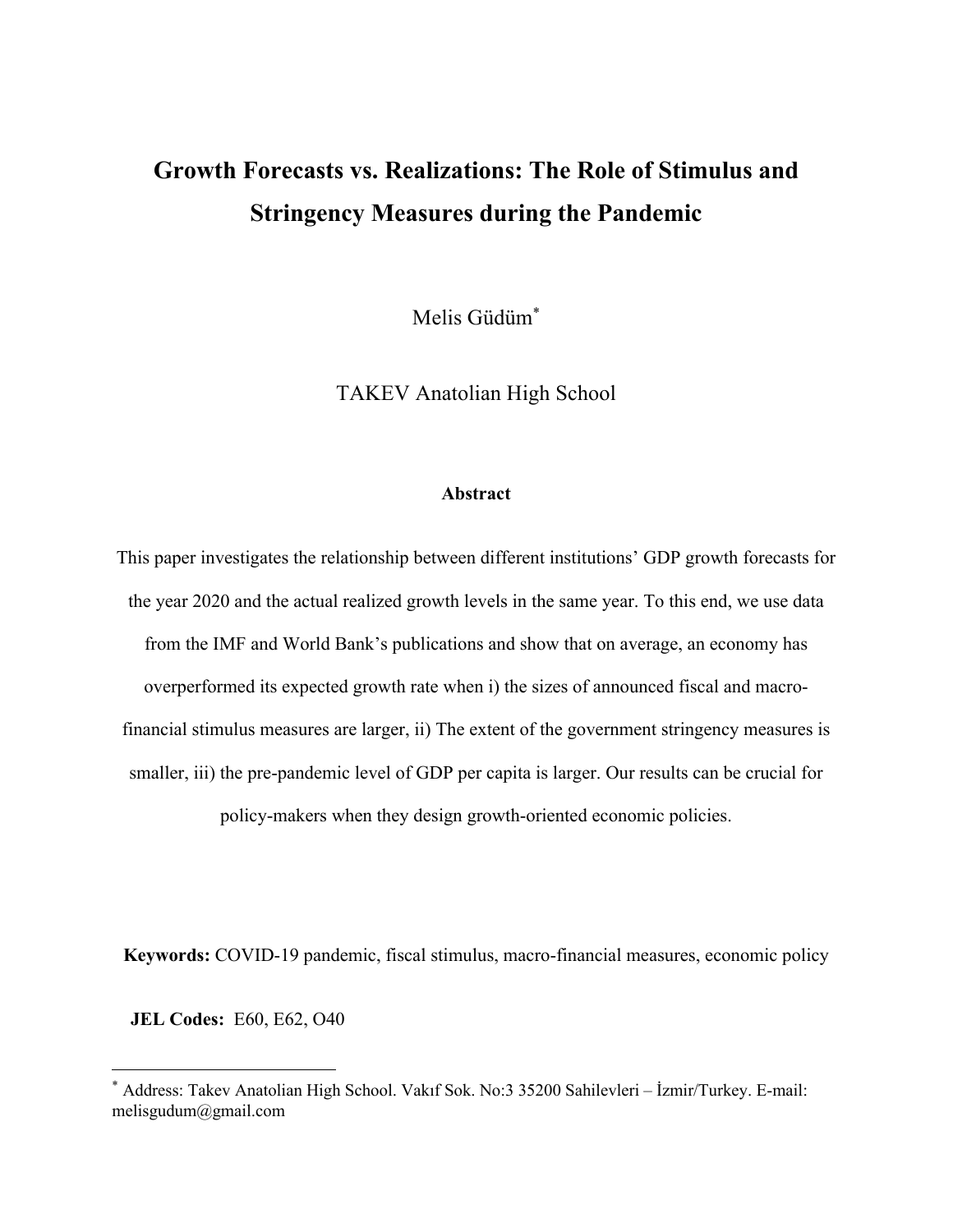# Growth Forecasts vs. Realizations: The Role of Stimulus and Stringency Measures during the Pandemic

Melis Güdüm[*]

TAKEV Anatolian High School

**Abstract**

This paper investigates the relationship between different institutions' GDP growth forecasts for the year 2020 and the actual realized growth levels in the same year. To this end, we use data from the IMF and World Bank's publications and show that on average, an economy has overperformed its expected growth rate when i) the sizes of announced fiscal and macro-financial stimulus measures are larger, ii) The extent of the government stringency measures is smaller, iii) the pre-pandemic level of GDP per capita is larger. Our results can be crucial for policy-makers when they design growth-oriented economic policies.

**Keywords:** COVID-19 pandemic, fiscal stimulus, macro-financial measures, economic policy

**JEL Codes:** E60, E62, O40

[*] Address: Takev Anatolian High School. Vakıf Sok. No:3 35200 Sahilevleri – İzmir/Turkey. E-mail: melisgudum@gmail.com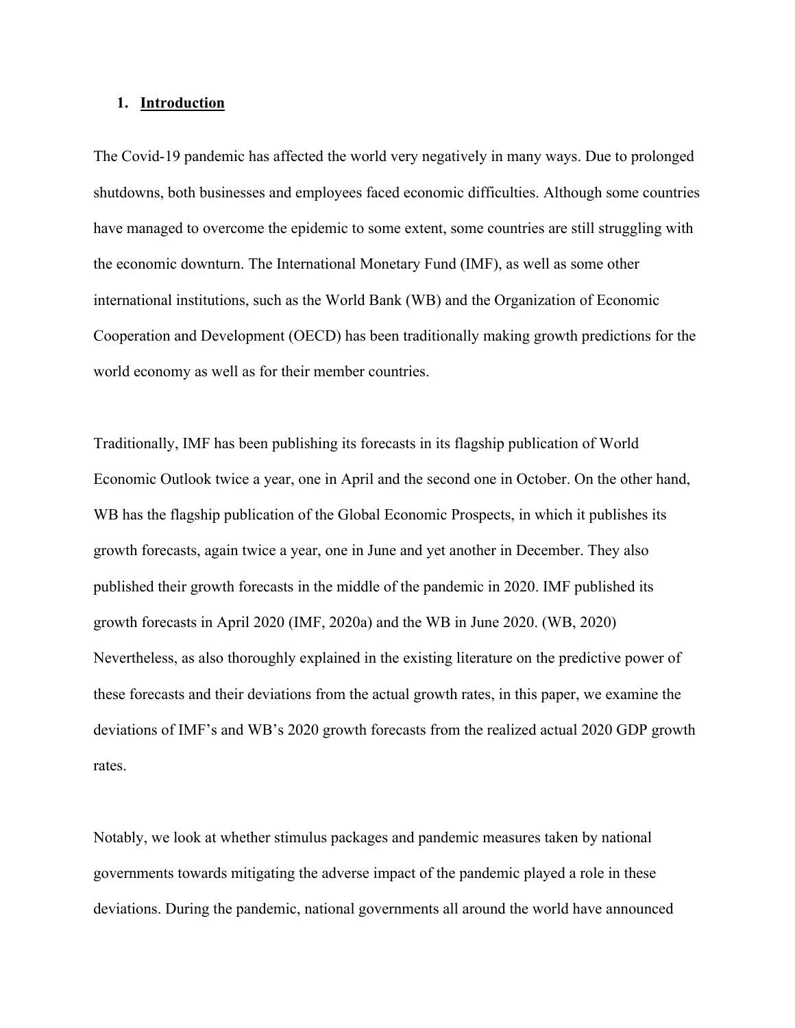## 1. Introduction

The Covid-19 pandemic has affected the world very negatively in many ways. Due to prolonged shutdowns, both businesses and employees faced economic difficulties. Although some countries have managed to overcome the epidemic to some extent, some countries are still struggling with the economic downturn. The International Monetary Fund (IMF), as well as some other international institutions, such as the World Bank (WB) and the Organization of Economic Cooperation and Development (OECD) has been traditionally making growth predictions for the world economy as well as for their member countries.

Traditionally, IMF has been publishing its forecasts in its flagship publication of World Economic Outlook twice a year, one in April and the second one in October. On the other hand, WB has the flagship publication of the Global Economic Prospects, in which it publishes its growth forecasts, again twice a year, one in June and yet another in December. They also published their growth forecasts in the middle of the pandemic in 2020. IMF published its growth forecasts in April 2020 (IMF, 2020a) and the WB in June 2020. (WB, 2020) Nevertheless, as also thoroughly explained in the existing literature on the predictive power of these forecasts and their deviations from the actual growth rates, in this paper, we examine the deviations of IMF's and WB's 2020 growth forecasts from the realized actual 2020 GDP growth rates.

Notably, we look at whether stimulus packages and pandemic measures taken by national governments towards mitigating the adverse impact of the pandemic played a role in these deviations. During the pandemic, national governments all around the world have announced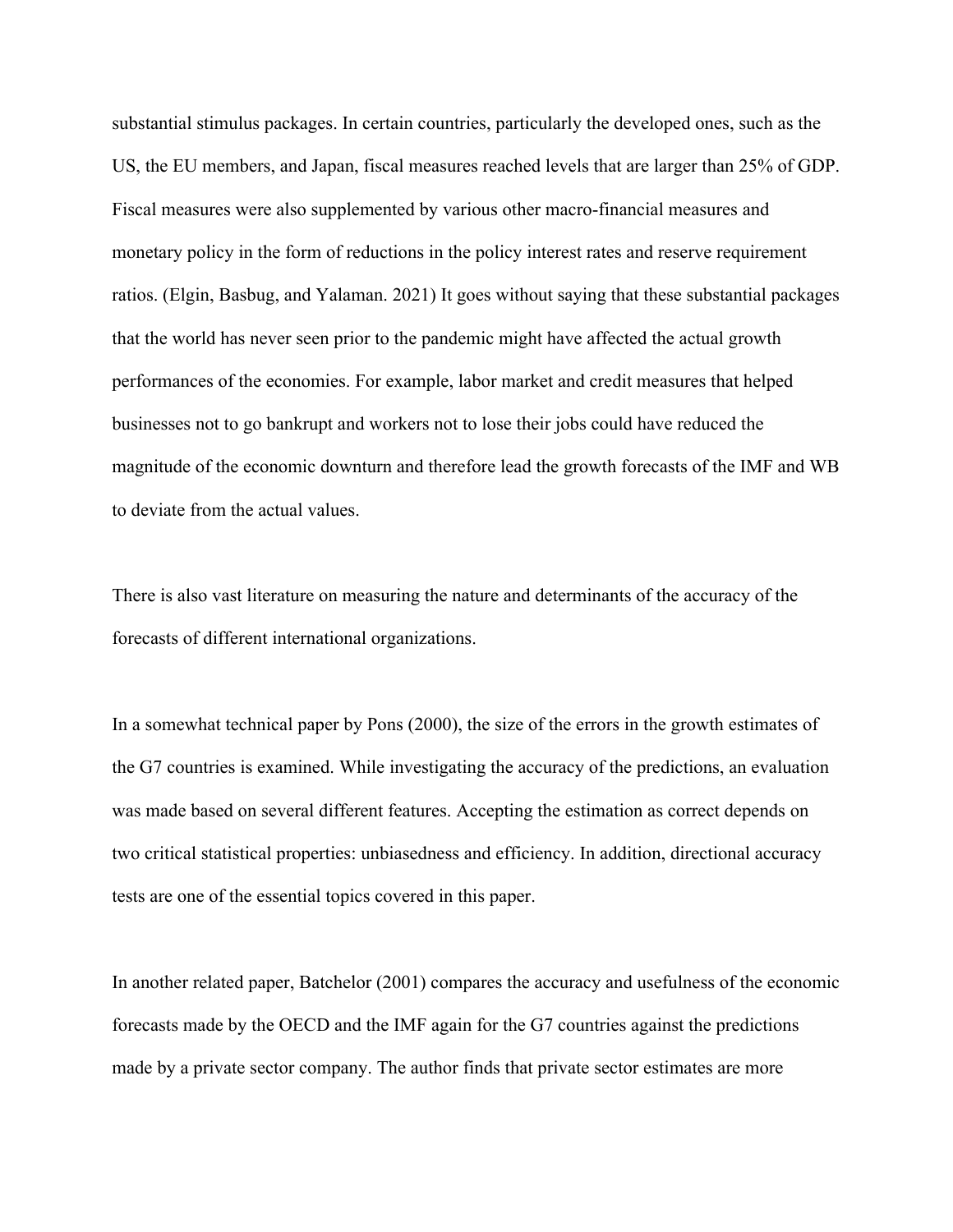substantial stimulus packages. In certain countries, particularly the developed ones, such as the US, the EU members, and Japan, fiscal measures reached levels that are larger than 25% of GDP. Fiscal measures were also supplemented by various other macro-financial measures and monetary policy in the form of reductions in the policy interest rates and reserve requirement ratios. (Elgin, Basbug, and Yalaman. 2021) It goes without saying that these substantial packages that the world has never seen prior to the pandemic might have affected the actual growth performances of the economies. For example, labor market and credit measures that helped businesses not to go bankrupt and workers not to lose their jobs could have reduced the magnitude of the economic downturn and therefore lead the growth forecasts of the IMF and WB to deviate from the actual values.

There is also vast literature on measuring the nature and determinants of the accuracy of the forecasts of different international organizations.

In a somewhat technical paper by Pons (2000), the size of the errors in the growth estimates of the G7 countries is examined. While investigating the accuracy of the predictions, an evaluation was made based on several different features. Accepting the estimation as correct depends on two critical statistical properties: unbiasedness and efficiency. In addition, directional accuracy tests are one of the essential topics covered in this paper.

In another related paper, Batchelor (2001) compares the accuracy and usefulness of the economic forecasts made by the OECD and the IMF again for the G7 countries against the predictions made by a private sector company. The author finds that private sector estimates are more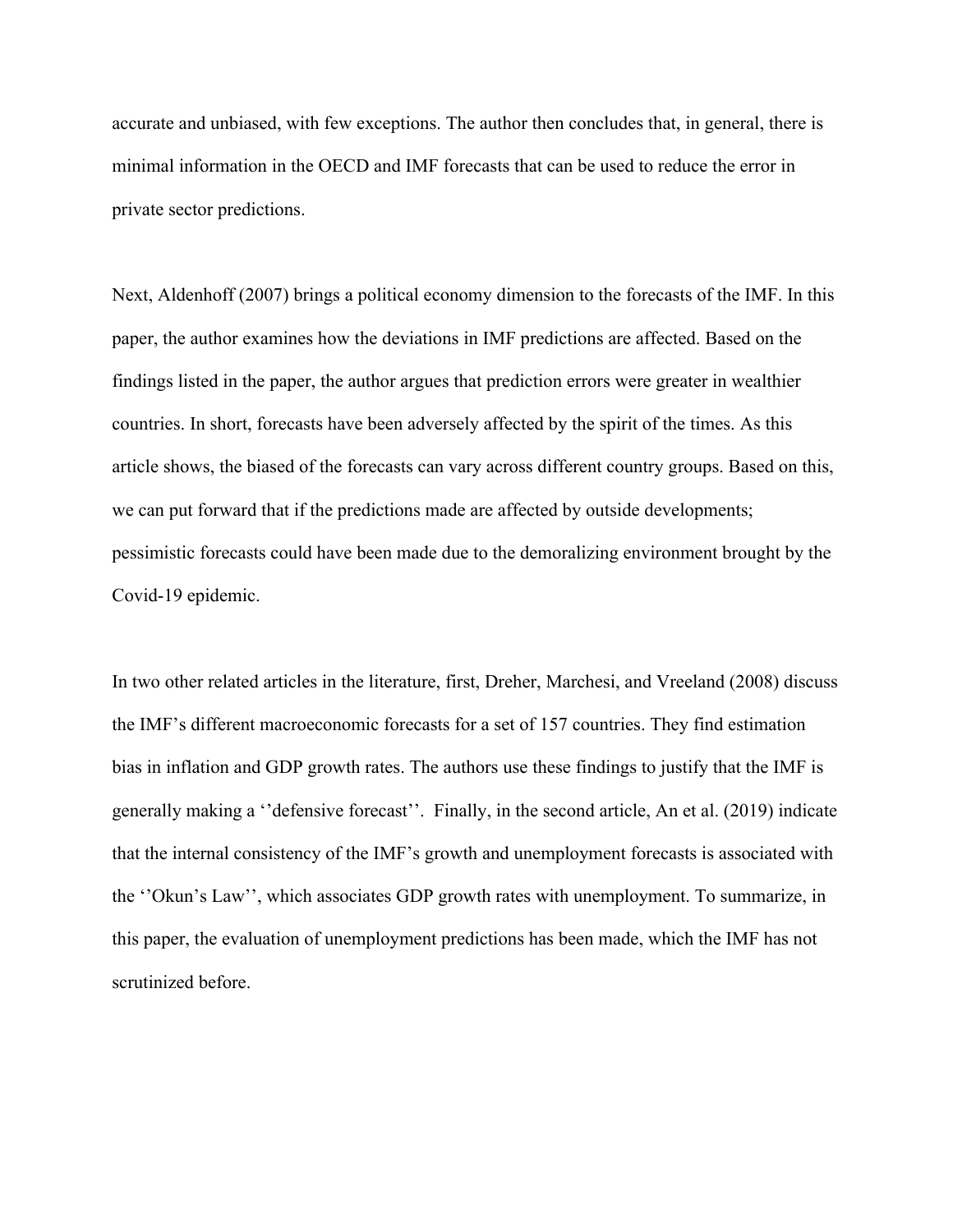accurate and unbiased, with few exceptions. The author then concludes that, in general, there is minimal information in the OECD and IMF forecasts that can be used to reduce the error in private sector predictions.

Next, Aldenhoff (2007) brings a political economy dimension to the forecasts of the IMF. In this paper, the author examines how the deviations in IMF predictions are affected. Based on the findings listed in the paper, the author argues that prediction errors were greater in wealthier countries. In short, forecasts have been adversely affected by the spirit of the times. As this article shows, the biased of the forecasts can vary across different country groups. Based on this, we can put forward that if the predictions made are affected by outside developments; pessimistic forecasts could have been made due to the demoralizing environment brought by the Covid-19 epidemic.

In two other related articles in the literature, first, Dreher, Marchesi, and Vreeland (2008) discuss the IMF's different macroeconomic forecasts for a set of 157 countries. They find estimation bias in inflation and GDP growth rates. The authors use these findings to justify that the IMF is generally making a ''defensive forecast''. Finally, in the second article, An et al. (2019) indicate that the internal consistency of the IMF's growth and unemployment forecasts is associated with the ''Okun's Law'', which associates GDP growth rates with unemployment. To summarize, in this paper, the evaluation of unemployment predictions has been made, which the IMF has not scrutinized before.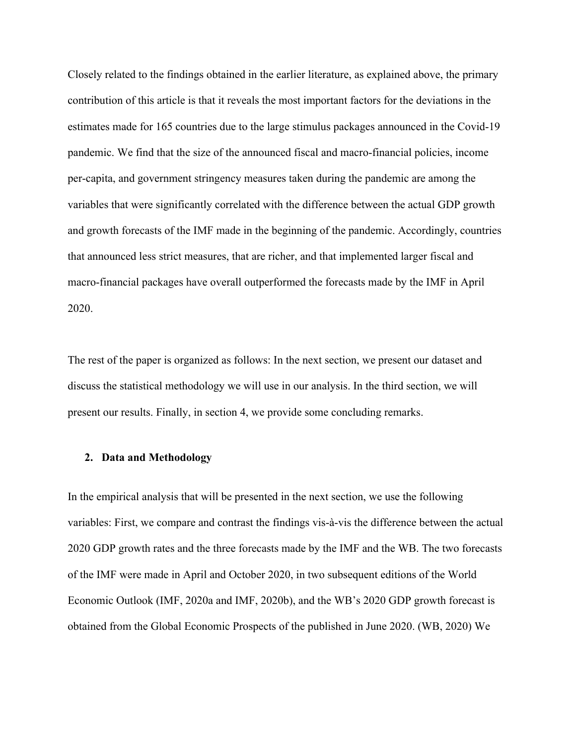Closely related to the findings obtained in the earlier literature, as explained above, the primary contribution of this article is that it reveals the most important factors for the deviations in the estimates made for 165 countries due to the large stimulus packages announced in the Covid-19 pandemic. We find that the size of the announced fiscal and macro-financial policies, income per-capita, and government stringency measures taken during the pandemic are among the variables that were significantly correlated with the difference between the actual GDP growth and growth forecasts of the IMF made in the beginning of the pandemic. Accordingly, countries that announced less strict measures, that are richer, and that implemented larger fiscal and macro-financial packages have overall outperformed the forecasts made by the IMF in April 2020.

The rest of the paper is organized as follows: In the next section, we present our dataset and discuss the statistical methodology we will use in our analysis. In the third section, we will present our results. Finally, in section 4, we provide some concluding remarks.

## 2. Data and Methodology

In the empirical analysis that will be presented in the next section, we use the following variables: First, we compare and contrast the findings vis-à-vis the difference between the actual 2020 GDP growth rates and the three forecasts made by the IMF and the WB. The two forecasts of the IMF were made in April and October 2020, in two subsequent editions of the World Economic Outlook (IMF, 2020a and IMF, 2020b), and the WB's 2020 GDP growth forecast is obtained from the Global Economic Prospects of the published in June 2020. (WB, 2020) We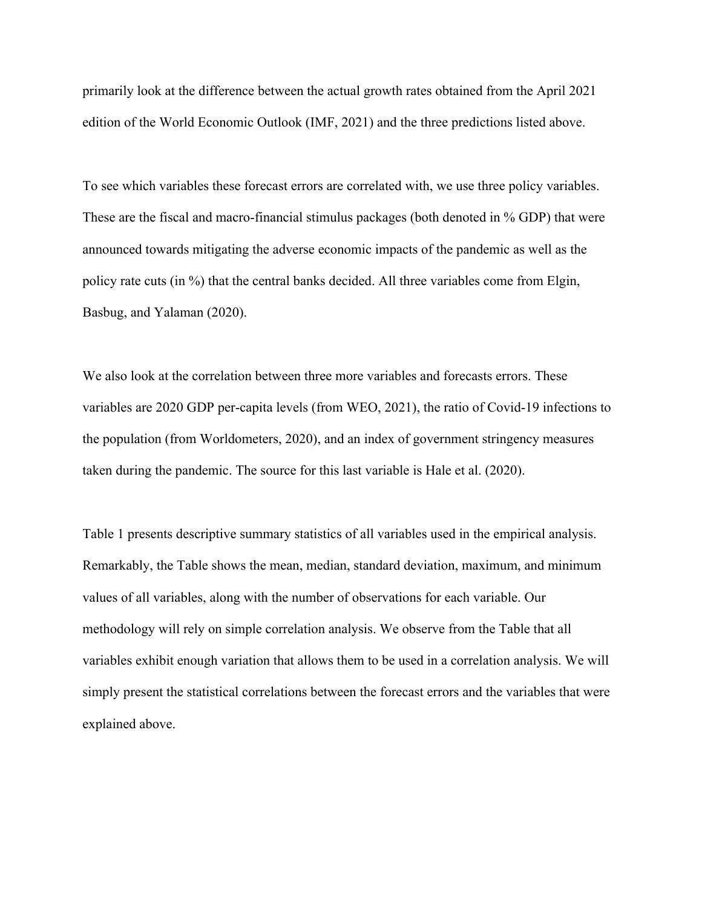primarily look at the difference between the actual growth rates obtained from the April 2021 edition of the World Economic Outlook (IMF, 2021) and the three predictions listed above.

To see which variables these forecast errors are correlated with, we use three policy variables. These are the fiscal and macro-financial stimulus packages (both denoted in % GDP) that were announced towards mitigating the adverse economic impacts of the pandemic as well as the policy rate cuts (in %) that the central banks decided. All three variables come from Elgin, Basbug, and Yalaman (2020).

We also look at the correlation between three more variables and forecasts errors. These variables are 2020 GDP per-capita levels (from WEO, 2021), the ratio of Covid-19 infections to the population (from Worldometers, 2020), and an index of government stringency measures taken during the pandemic. The source for this last variable is Hale et al. (2020).

Table 1 presents descriptive summary statistics of all variables used in the empirical analysis. Remarkably, the Table shows the mean, median, standard deviation, maximum, and minimum values of all variables, along with the number of observations for each variable. Our methodology will rely on simple correlation analysis. We observe from the Table that all variables exhibit enough variation that allows them to be used in a correlation analysis. We will simply present the statistical correlations between the forecast errors and the variables that were explained above.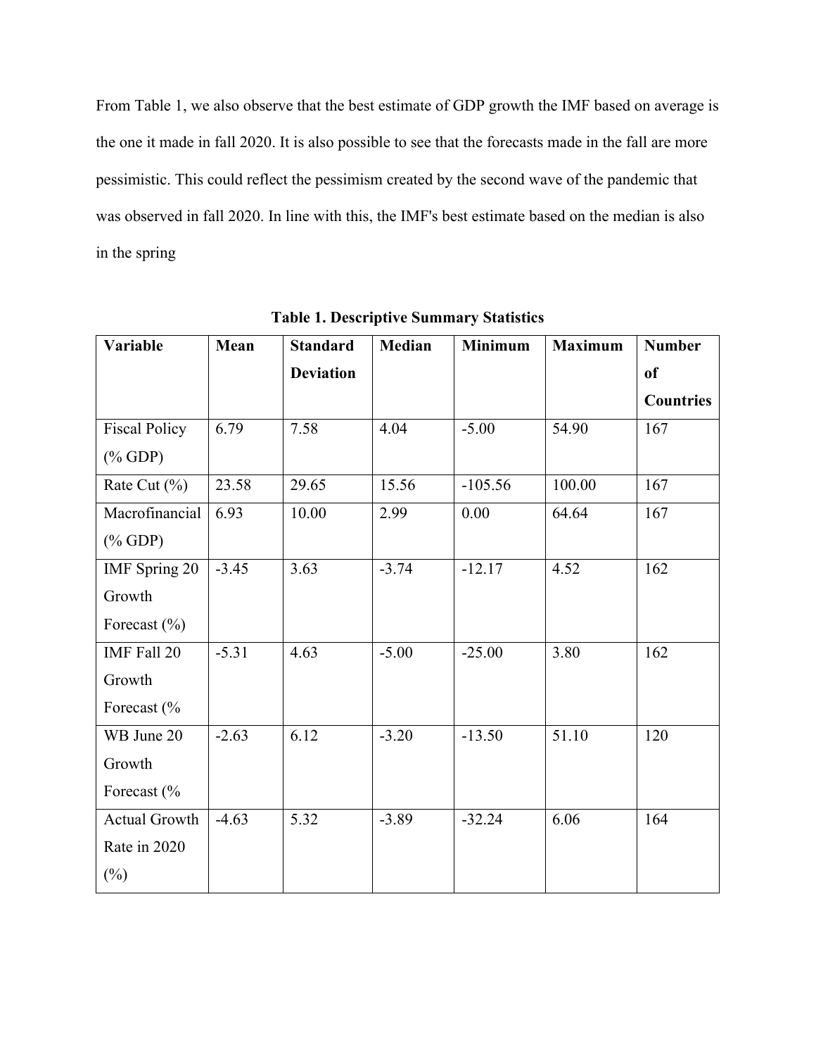From Table 1, we also observe that the best estimate of GDP growth the IMF based on average is the one it made in fall 2020. It is also possible to see that the forecasts made in the fall are more pessimistic. This could reflect the pessimism created by the second wave of the pandemic that was observed in fall 2020. In line with this, the IMF's best estimate based on the median is also in the spring

**Table 1. Descriptive Summary Statistics**

| Variable | Mean | Standard Deviation | Median | Minimum | Maximum | Number of Countries |
|---|---|---|---|---|---|---|
| Fiscal Policy (% GDP) | 6.79 | 7.58 | 4.04 | -5.00 | 54.90 | 167 |
| Rate Cut (%) | 23.58 | 29.65 | 15.56 | -105.56 | 100.00 | 167 |
| Macrofinancial (% GDP) | 6.93 | 10.00 | 2.99 | 0.00 | 64.64 | 167 |
| IMF Spring 20 Growth Forecast (%) | -3.45 | 3.63 | -3.74 | -12.17 | 4.52 | 162 |
| IMF Fall 20 Growth Forecast (% | -5.31 | 4.63 | -5.00 | -25.00 | 3.80 | 162 |
| WB June 20 Growth Forecast (% | -2.63 | 6.12 | -3.20 | -13.50 | 51.10 | 120 |
| Actual Growth Rate in 2020 (%) | -4.63 | 5.32 | -3.89 | -32.24 | 6.06 | 164 |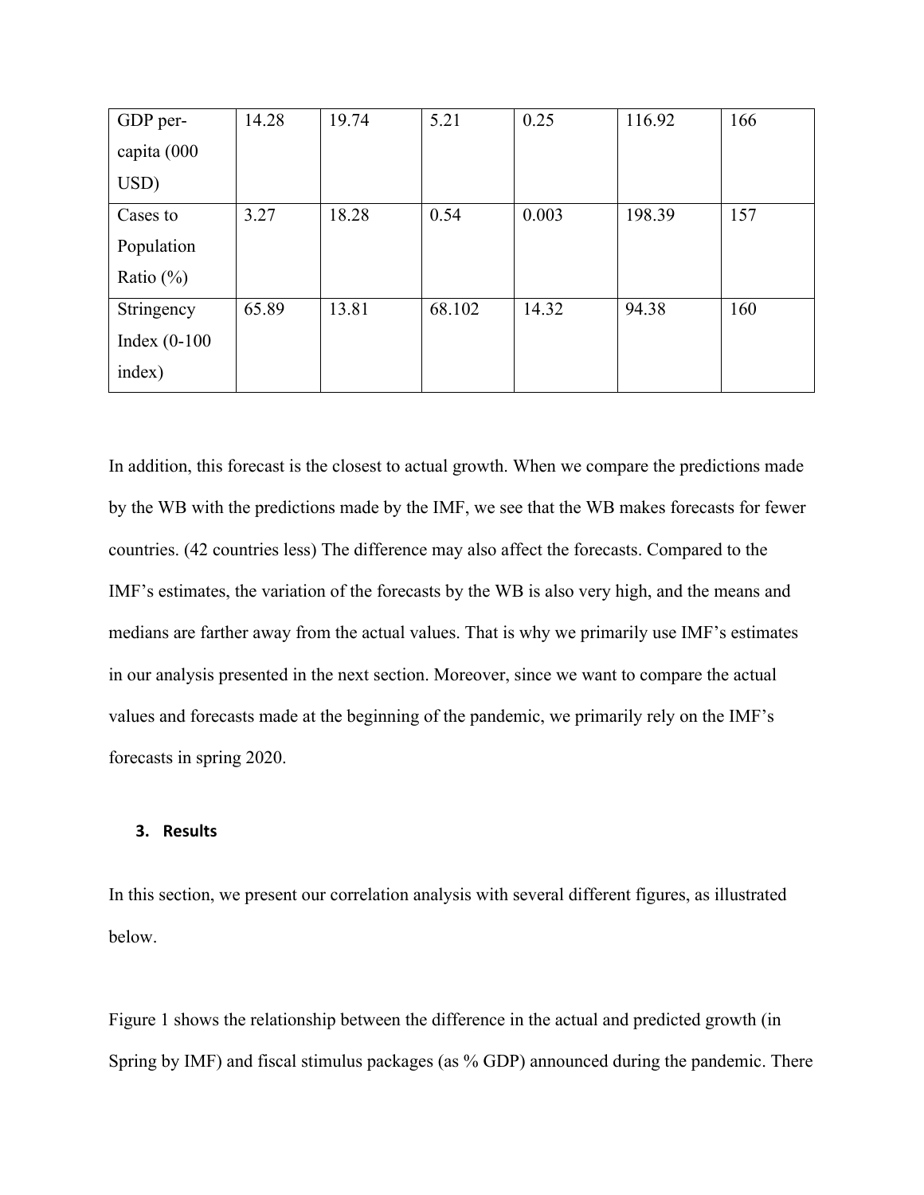| GDP per-capita (000 USD) | 14.28 | 19.74 | 5.21 | 0.25 | 116.92 | 166 |
|---|---|---|---|---|---|---|
| Cases to Population Ratio (%) | 3.27 | 18.28 | 0.54 | 0.003 | 198.39 | 157 |
| Stringency Index (0-100 index) | 65.89 | 13.81 | 68.102 | 14.32 | 94.38 | 160 |

In addition, this forecast is the closest to actual growth. When we compare the predictions made by the WB with the predictions made by the IMF, we see that the WB makes forecasts for fewer countries. (42 countries less) The difference may also affect the forecasts. Compared to the IMF's estimates, the variation of the forecasts by the WB is also very high, and the means and medians are farther away from the actual values. That is why we primarily use IMF's estimates in our analysis presented in the next section. Moreover, since we want to compare the actual values and forecasts made at the beginning of the pandemic, we primarily rely on the IMF's forecasts in spring 2020.

## 3. Results

In this section, we present our correlation analysis with several different figures, as illustrated below.

Figure 1 shows the relationship between the difference in the actual and predicted growth (in Spring by IMF) and fiscal stimulus packages (as % GDP) announced during the pandemic. There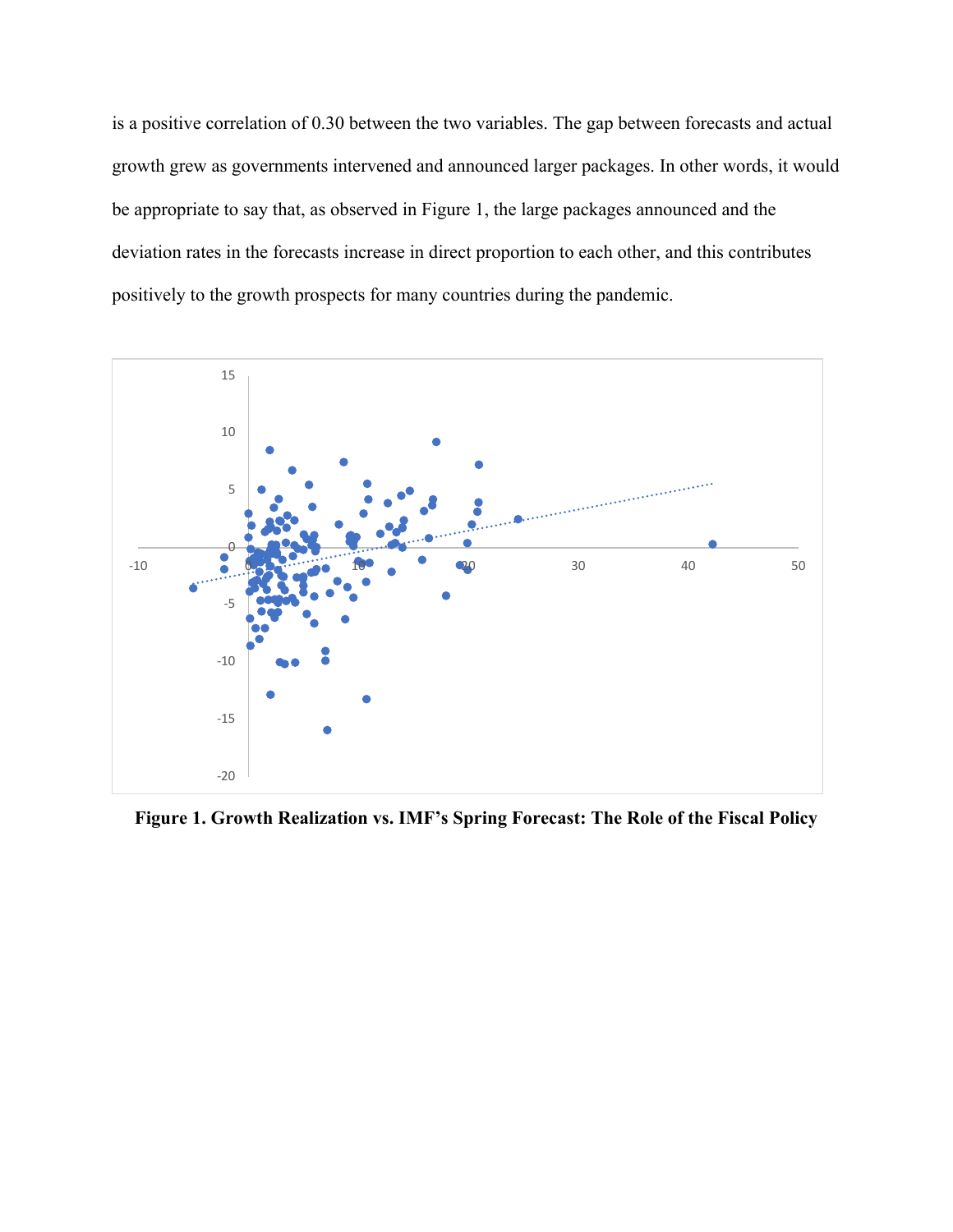is a positive correlation of 0.30 between the two variables. The gap between forecasts and actual growth grew as governments intervened and announced larger packages. In other words, it would be appropriate to say that, as observed in Figure 1, the large packages announced and the deviation rates in the forecasts increase in direct proportion to each other, and this contributes positively to the growth prospects for many countries during the pandemic.

**Figure 1. Growth Realization vs. IMF's Spring Forecast: The Role of the Fiscal Policy**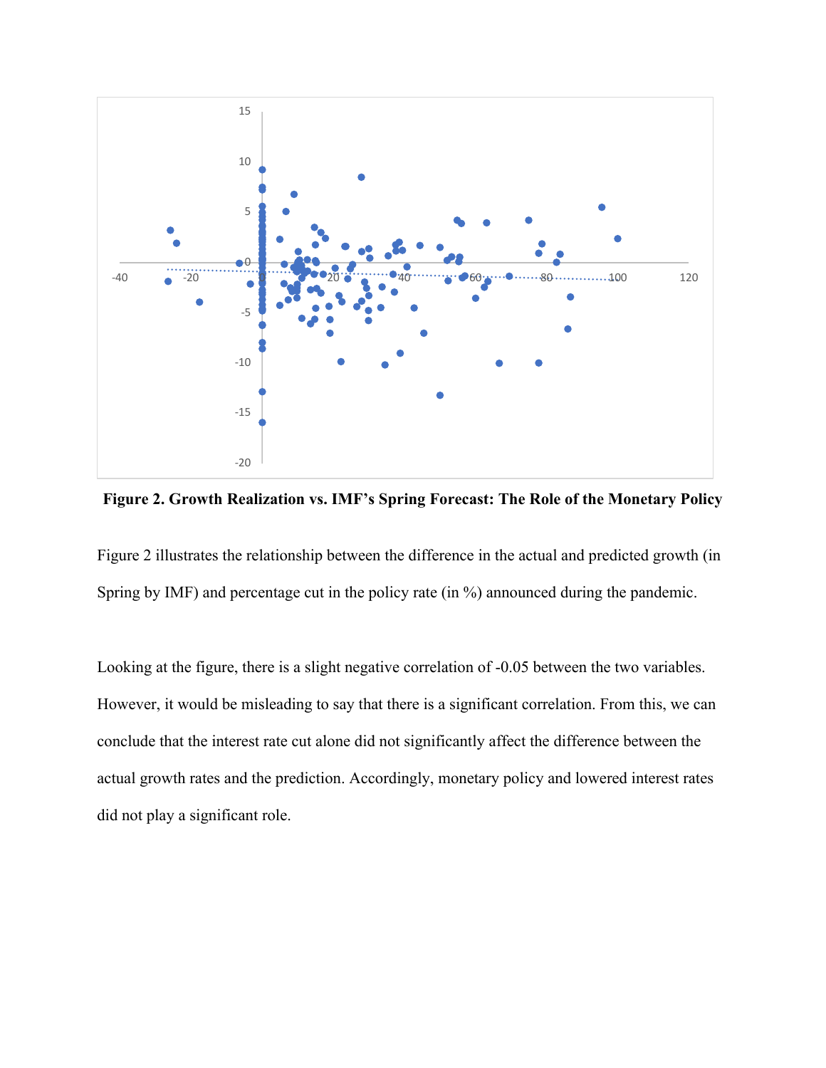**Figure 2. Growth Realization vs. IMF's Spring Forecast: The Role of the Monetary Policy**

Figure 2 illustrates the relationship between the difference in the actual and predicted growth (in Spring by IMF) and percentage cut in the policy rate (in %) announced during the pandemic.

Looking at the figure, there is a slight negative correlation of -0.05 between the two variables. However, it would be misleading to say that there is a significant correlation. From this, we can conclude that the interest rate cut alone did not significantly affect the difference between the actual growth rates and the prediction. Accordingly, monetary policy and lowered interest rates did not play a significant role.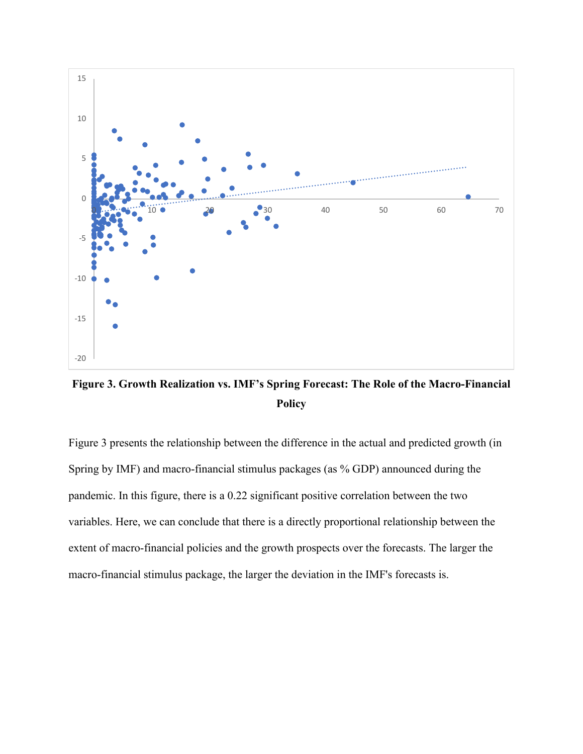**Figure 3. Growth Realization vs. IMF's Spring Forecast: The Role of the Macro-Financial Policy**

Figure 3 presents the relationship between the difference in the actual and predicted growth (in Spring by IMF) and macro-financial stimulus packages (as % GDP) announced during the pandemic. In this figure, there is a 0.22 significant positive correlation between the two variables. Here, we can conclude that there is a directly proportional relationship between the extent of macro-financial policies and the growth prospects over the forecasts. The larger the macro-financial stimulus package, the larger the deviation in the IMF's forecasts is.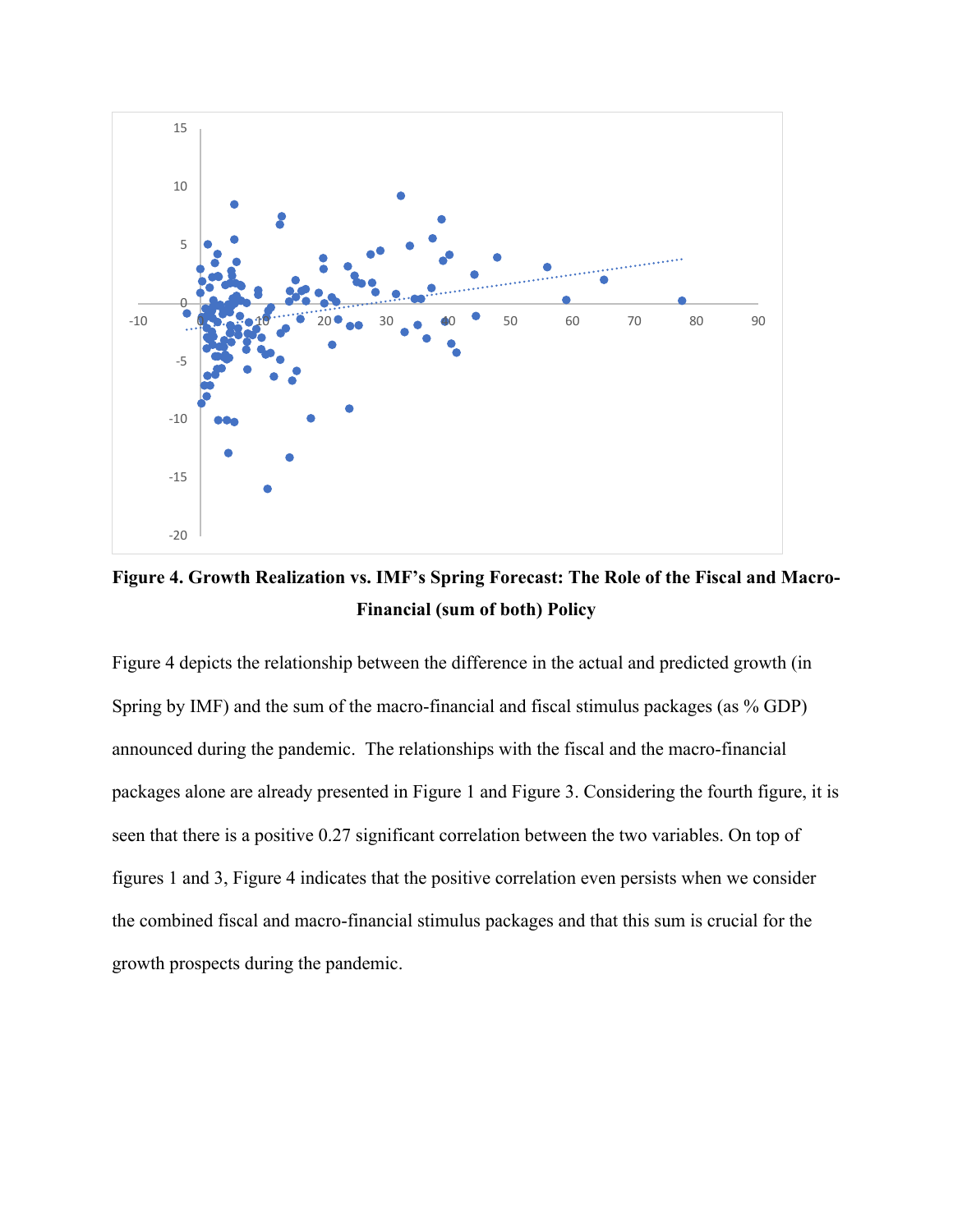**Figure 4. Growth Realization vs. IMF's Spring Forecast: The Role of the Fiscal and Macro-Financial (sum of both) Policy**

Figure 4 depicts the relationship between the difference in the actual and predicted growth (in Spring by IMF) and the sum of the macro-financial and fiscal stimulus packages (as % GDP) announced during the pandemic. The relationships with the fiscal and the macro-financial packages alone are already presented in Figure 1 and Figure 3. Considering the fourth figure, it is seen that there is a positive 0.27 significant correlation between the two variables. On top of figures 1 and 3, Figure 4 indicates that the positive correlation even persists when we consider the combined fiscal and macro-financial stimulus packages and that this sum is crucial for the growth prospects during the pandemic.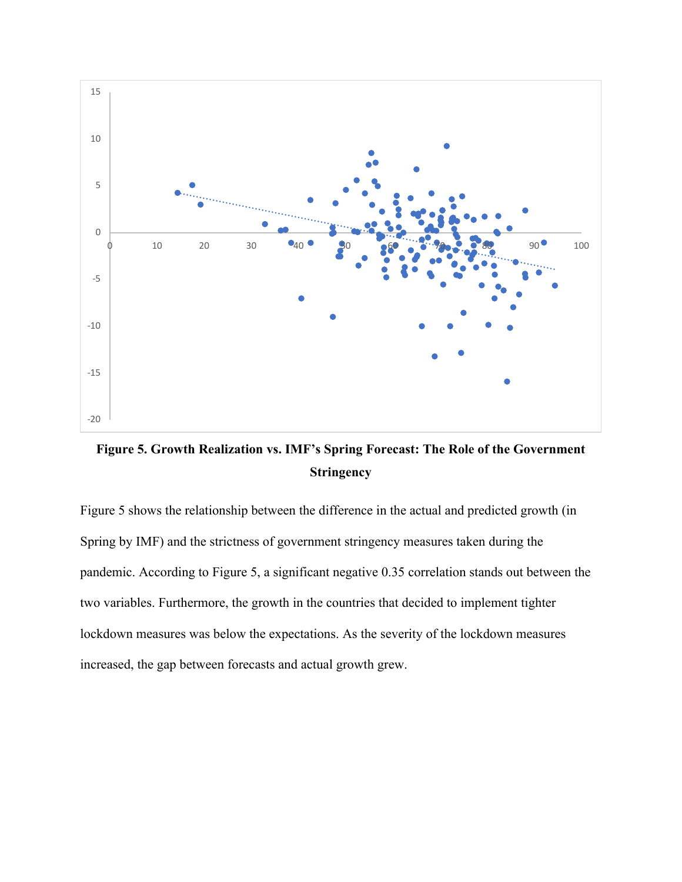**Figure 5. Growth Realization vs. IMF's Spring Forecast: The Role of the Government Stringency**

Figure 5 shows the relationship between the difference in the actual and predicted growth (in Spring by IMF) and the strictness of government stringency measures taken during the pandemic. According to Figure 5, a significant negative 0.35 correlation stands out between the two variables. Furthermore, the growth in the countries that decided to implement tighter lockdown measures was below the expectations. As the severity of the lockdown measures increased, the gap between forecasts and actual growth grew.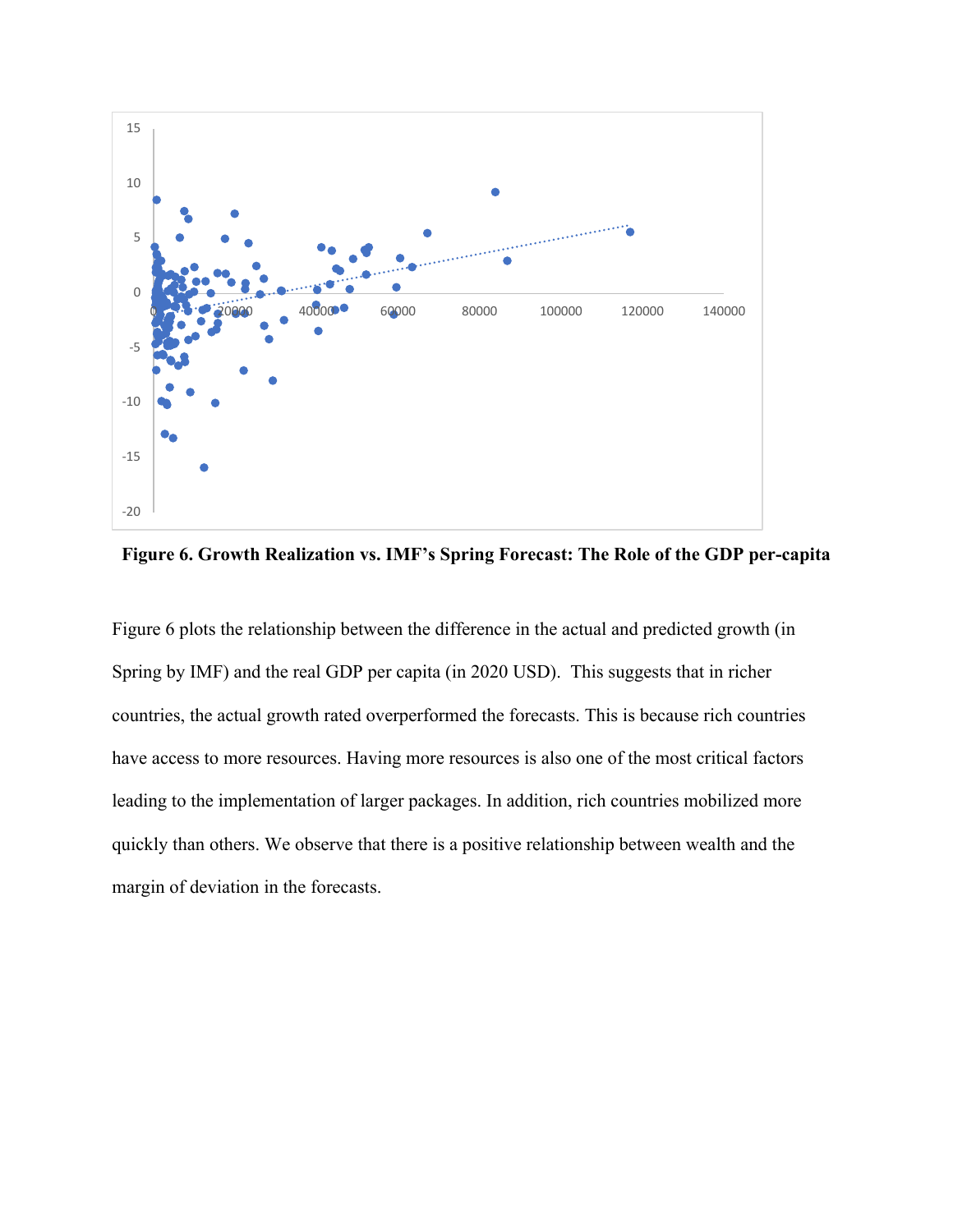**Figure 6. Growth Realization vs. IMF's Spring Forecast: The Role of the GDP per-capita**

Figure 6 plots the relationship between the difference in the actual and predicted growth (in Spring by IMF) and the real GDP per capita (in 2020 USD). This suggests that in richer countries, the actual growth rated overperformed the forecasts. This is because rich countries have access to more resources. Having more resources is also one of the most critical factors leading to the implementation of larger packages. In addition, rich countries mobilized more quickly than others. We observe that there is a positive relationship between wealth and the margin of deviation in the forecasts.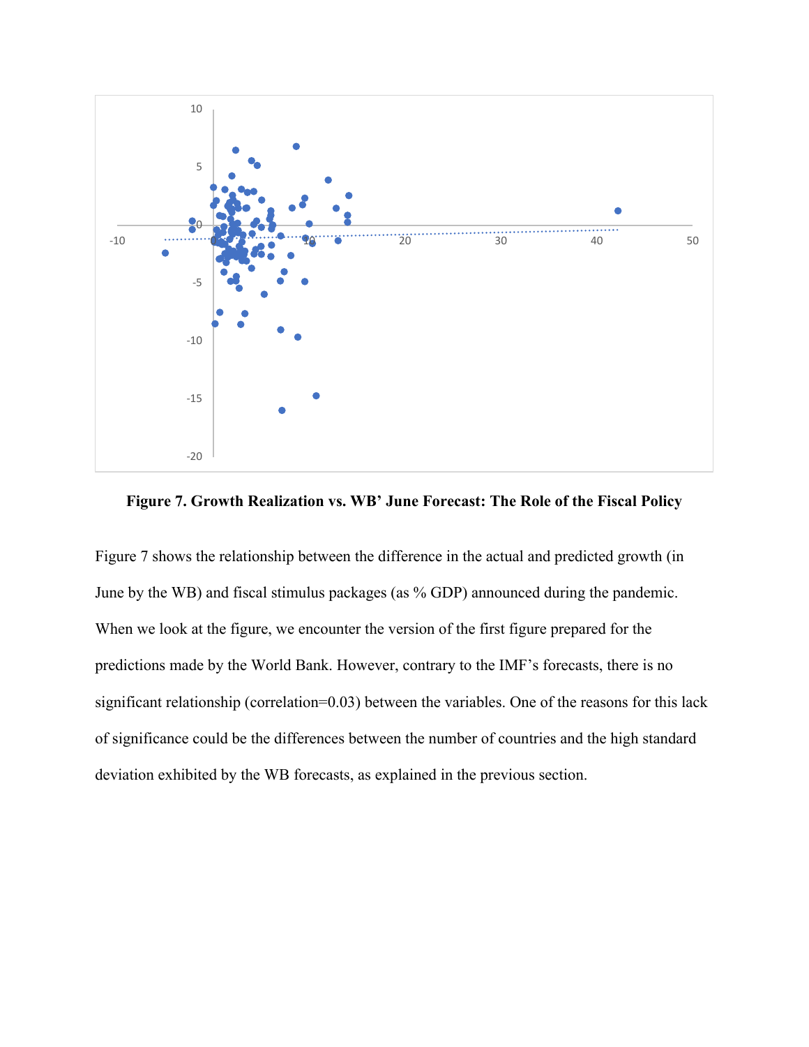**Figure 7. Growth Realization vs. WB' June Forecast: The Role of the Fiscal Policy**

Figure 7 shows the relationship between the difference in the actual and predicted growth (in June by the WB) and fiscal stimulus packages (as % GDP) announced during the pandemic. When we look at the figure, we encounter the version of the first figure prepared for the predictions made by the World Bank. However, contrary to the IMF's forecasts, there is no significant relationship (correlation=0.03) between the variables. One of the reasons for this lack of significance could be the differences between the number of countries and the high standard deviation exhibited by the WB forecasts, as explained in the previous section.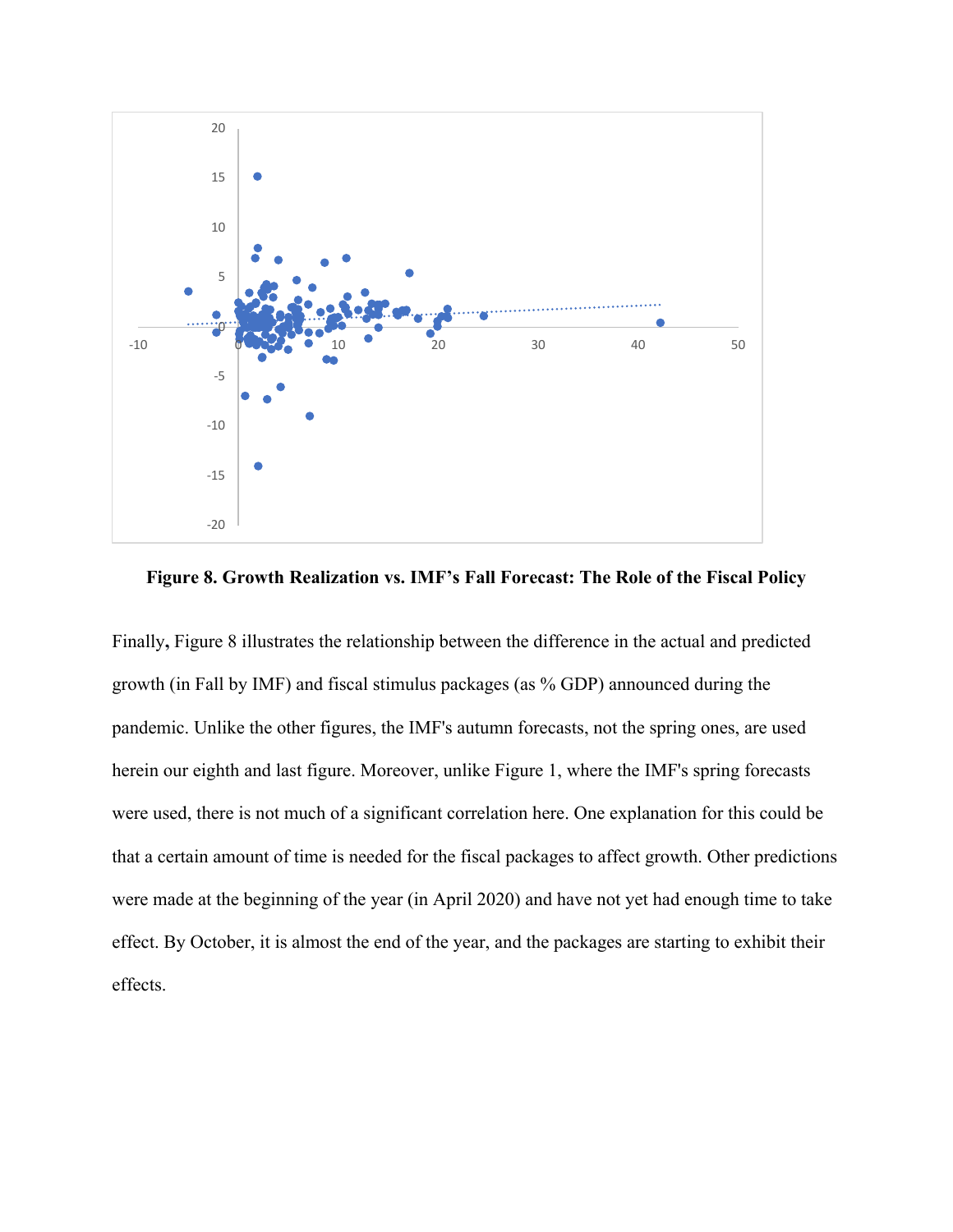**Figure 8. Growth Realization vs. IMF's Fall Forecast: The Role of the Fiscal Policy**

Finally, Figure 8 illustrates the relationship between the difference in the actual and predicted growth (in Fall by IMF) and fiscal stimulus packages (as % GDP) announced during the pandemic. Unlike the other figures, the IMF's autumn forecasts, not the spring ones, are used herein our eighth and last figure. Moreover, unlike Figure 1, where the IMF's spring forecasts were used, there is not much of a significant correlation here. One explanation for this could be that a certain amount of time is needed for the fiscal packages to affect growth. Other predictions were made at the beginning of the year (in April 2020) and have not yet had enough time to take effect. By October, it is almost the end of the year, and the packages are starting to exhibit their effects.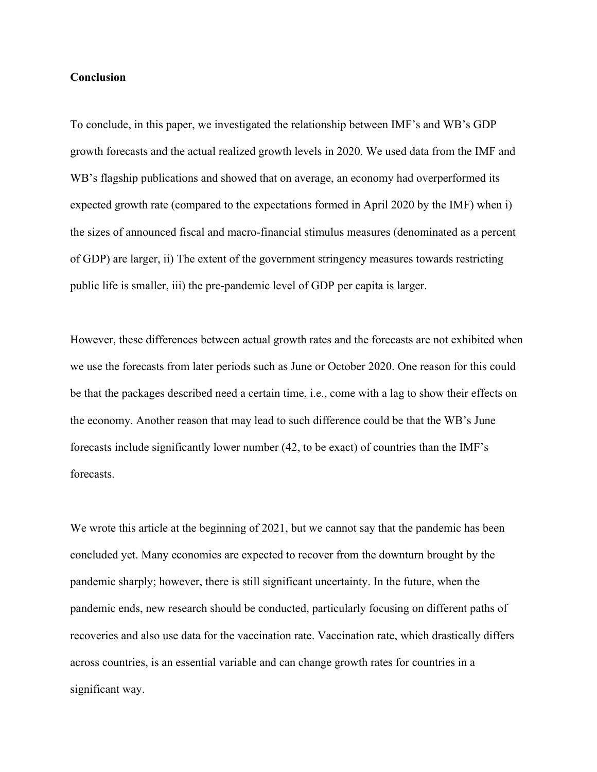**Conclusion**

To conclude, in this paper, we investigated the relationship between IMF's and WB's GDP growth forecasts and the actual realized growth levels in 2020. We used data from the IMF and WB's flagship publications and showed that on average, an economy had overperformed its expected growth rate (compared to the expectations formed in April 2020 by the IMF) when i) the sizes of announced fiscal and macro-financial stimulus measures (denominated as a percent of GDP) are larger, ii) The extent of the government stringency measures towards restricting public life is smaller, iii) the pre-pandemic level of GDP per capita is larger.

However, these differences between actual growth rates and the forecasts are not exhibited when we use the forecasts from later periods such as June or October 2020. One reason for this could be that the packages described need a certain time, i.e., come with a lag to show their effects on the economy. Another reason that may lead to such difference could be that the WB's June forecasts include significantly lower number (42, to be exact) of countries than the IMF's forecasts.

We wrote this article at the beginning of 2021, but we cannot say that the pandemic has been concluded yet. Many economies are expected to recover from the downturn brought by the pandemic sharply; however, there is still significant uncertainty. In the future, when the pandemic ends, new research should be conducted, particularly focusing on different paths of recoveries and also use data for the vaccination rate. Vaccination rate, which drastically differs across countries, is an essential variable and can change growth rates for countries in a significant way.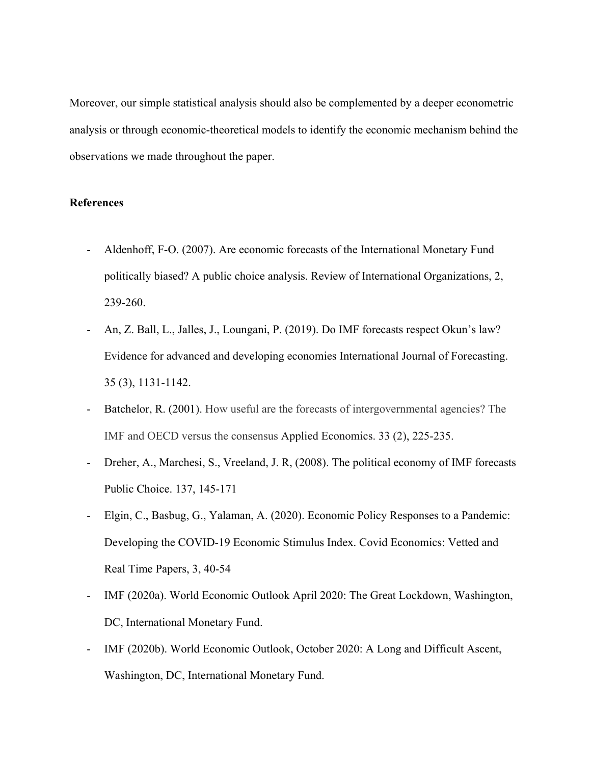Moreover, our simple statistical analysis should also be complemented by a deeper econometric analysis or through economic-theoretical models to identify the economic mechanism behind the observations we made throughout the paper.

**References**

- Aldenhoff, F-O. (2007). Are economic forecasts of the International Monetary Fund politically biased? A public choice analysis. Review of International Organizations, 2, 239-260.
- An, Z. Ball, L., Jalles, J., Loungani, P. (2019). Do IMF forecasts respect Okun's law? Evidence for advanced and developing economies International Journal of Forecasting. 35 (3), 1131-1142.
- Batchelor, R. (2001). How useful are the forecasts of intergovernmental agencies? The IMF and OECD versus the consensus Applied Economics. 33 (2), 225-235.
- Dreher, A., Marchesi, S., Vreeland, J. R, (2008). The political economy of IMF forecasts Public Choice. 137, 145-171
- Elgin, C., Basbug, G., Yalaman, A. (2020). Economic Policy Responses to a Pandemic: Developing the COVID-19 Economic Stimulus Index. Covid Economics: Vetted and Real Time Papers, 3, 40-54
- IMF (2020a). World Economic Outlook April 2020: The Great Lockdown, Washington, DC, International Monetary Fund.
- IMF (2020b). World Economic Outlook, October 2020: A Long and Difficult Ascent, Washington, DC, International Monetary Fund.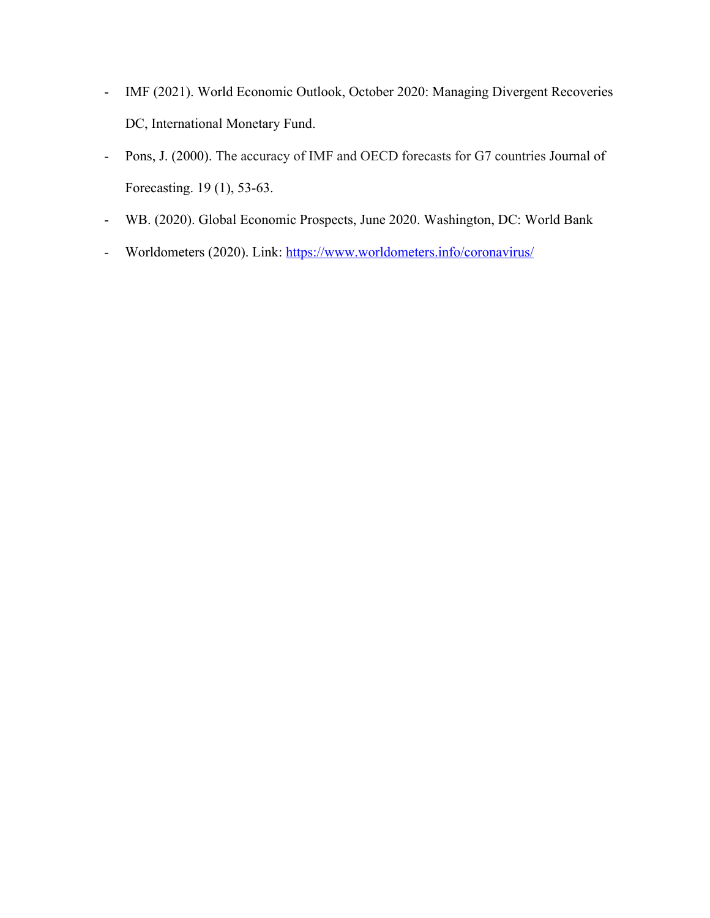- IMF (2021). World Economic Outlook, October 2020: Managing Divergent Recoveries DC, International Monetary Fund.
- Pons, J. (2000). The accuracy of IMF and OECD forecasts for G7 countries Journal of Forecasting. 19 (1), 53-63.
- WB. (2020). Global Economic Prospects, June 2020. Washington, DC: World Bank
- Worldometers (2020). Link: https://www.worldometers.info/coronavirus/